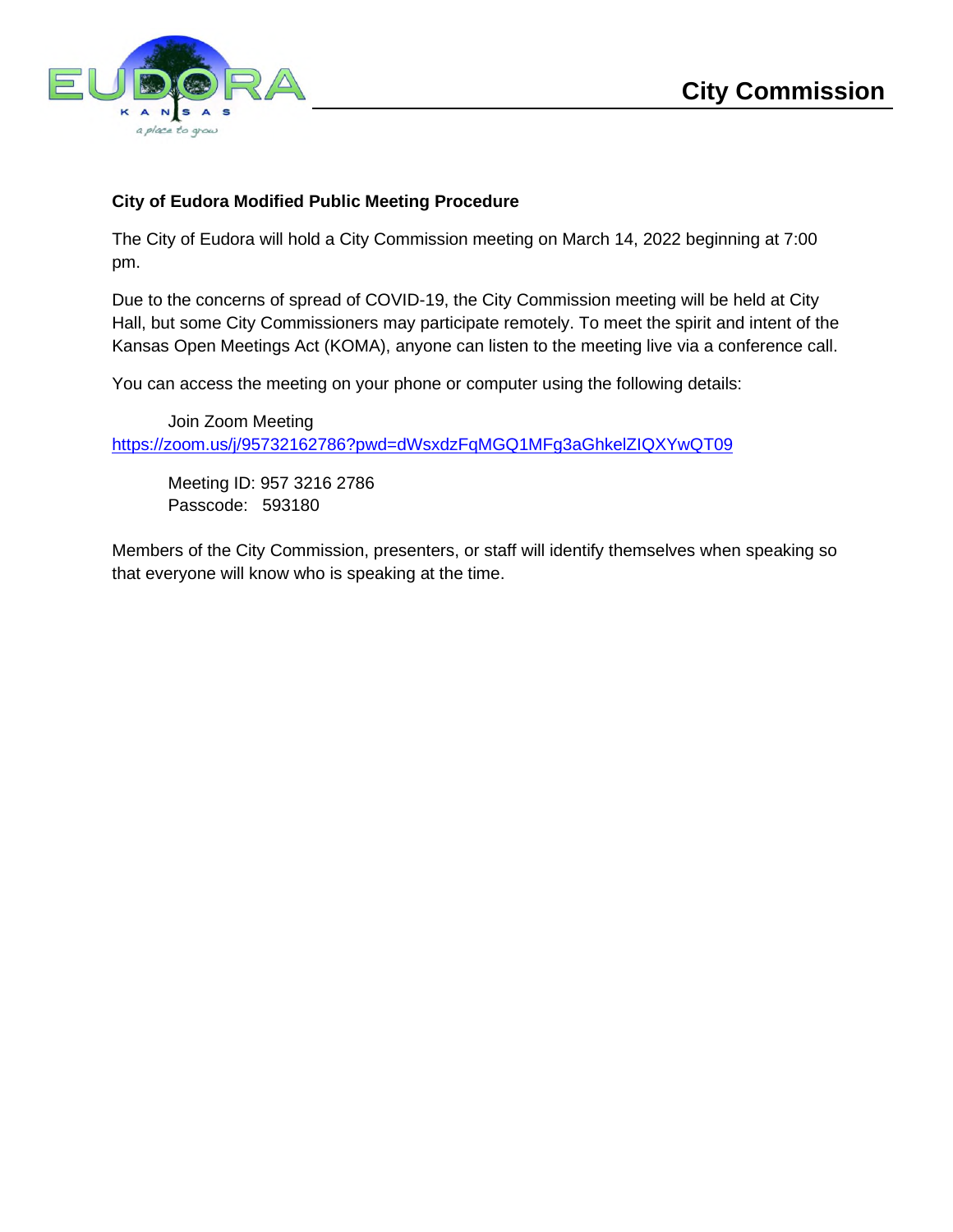# City Commission

**City of Eudora Modified Public Meeting Procedure**

The City of Eudora will hold a City Commission meeting on March 14, 2022 beginning at 7:00 pm.

Due to the concerns of spread of COVID-19, the City Commission meeting will be held at City Hall, but some City Commissioners may participate remotely. To meet the spirit and intent of the Kansas Open Meetings Act (KOMA), anyone can listen to the meeting live via a conference call.

You can access the meeting on your phone or computer using the following details:

Join Zoom Meeting
https://zoom.us/j/95732162786?pwd=dWsxdzFqMGQ1MFg3aGhkelZIQXYwQT09

Meeting ID: 957 3216 2786
Passcode: 593180

Members of the City Commission, presenters, or staff will identify themselves when speaking so that everyone will know who is speaking at the time.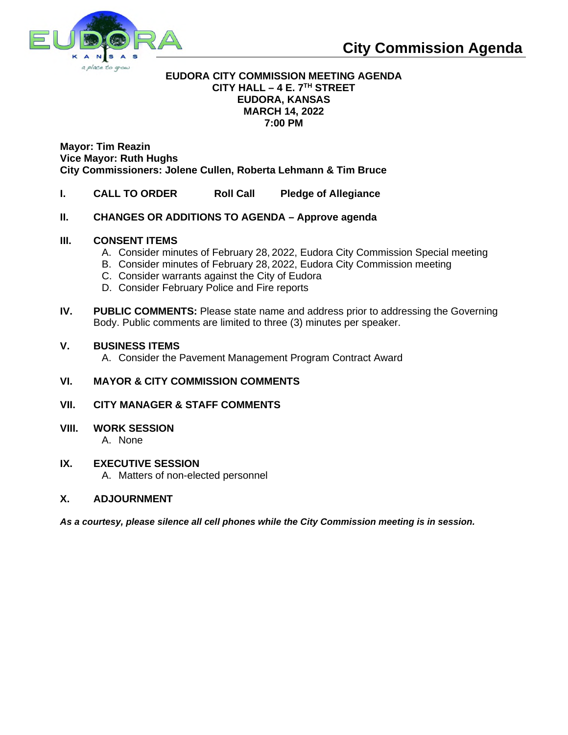# City Commission Agenda

**EUDORA CITY COMMISSION MEETING AGENDA**
**CITY HALL – 4 E. 7TH STREET**
**EUDORA, KANSAS**
**MARCH 14, 2022**
**7:00 PM**

**Mayor: Tim Reazin**
**Vice Mayor: Ruth Hughs**
**City Commissioners: Jolene Cullen, Roberta Lehmann & Tim Bruce**

**I. CALL TO ORDER Roll Call Pledge of Allegiance**

**II. CHANGES OR ADDITIONS TO AGENDA – Approve agenda**

**III. CONSENT ITEMS**

A. Consider minutes of February 28, 2022, Eudora City Commission Special meeting
B. Consider minutes of February 28, 2022, Eudora City Commission meeting
C. Consider warrants against the City of Eudora
D. Consider February Police and Fire reports

**IV. PUBLIC COMMENTS:** Please state name and address prior to addressing the Governing Body. Public comments are limited to three (3) minutes per speaker.

**V. BUSINESS ITEMS**

A. Consider the Pavement Management Program Contract Award

**VI. MAYOR & CITY COMMISSION COMMENTS**

**VII. CITY MANAGER & STAFF COMMENTS**

**VIII. WORK SESSION**

A. None

**IX. EXECUTIVE SESSION**

A. Matters of non-elected personnel

**X. ADJOURNMENT**

***As a courtesy, please silence all cell phones while the City Commission meeting is in session.***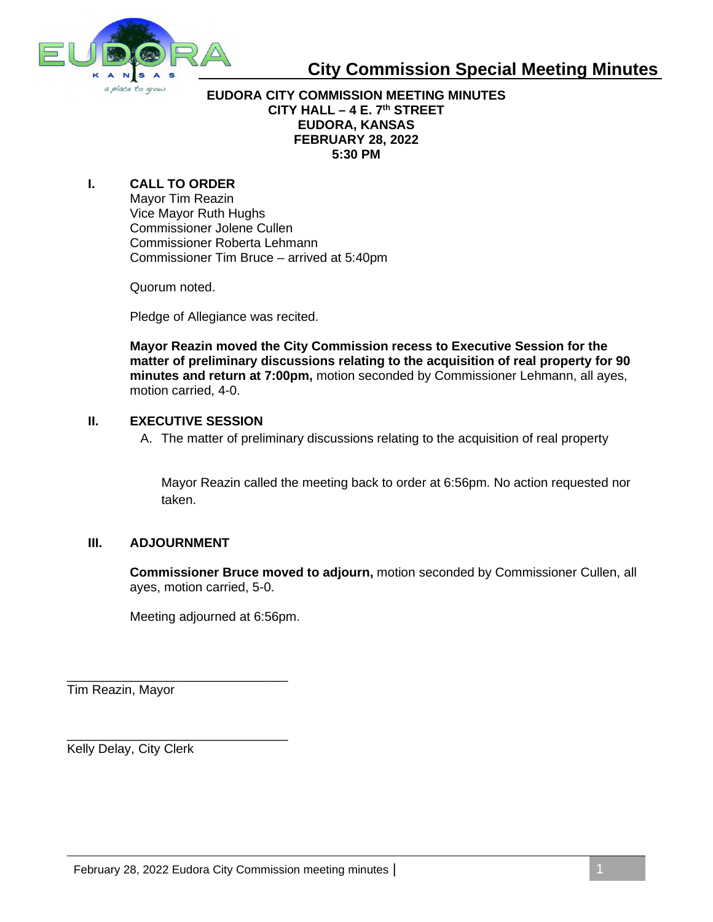# City Commission Special Meeting Minutes

**EUDORA CITY COMMISSION MEETING MINUTES**
**CITY HALL – 4 E. 7th STREET**
**EUDORA, KANSAS**
**FEBRUARY 28, 2022**
**5:30 PM**

## I. CALL TO ORDER

Mayor Tim Reazin
Vice Mayor Ruth Hughs
Commissioner Jolene Cullen
Commissioner Roberta Lehmann
Commissioner Tim Bruce – arrived at 5:40pm

Quorum noted.

Pledge of Allegiance was recited.

**Mayor Reazin moved the City Commission recess to Executive Session for the matter of preliminary discussions relating to the acquisition of real property for 90 minutes and return at 7:00pm,** motion seconded by Commissioner Lehmann, all ayes, motion carried, 4-0.

## II. EXECUTIVE SESSION

A. The matter of preliminary discussions relating to the acquisition of real property

Mayor Reazin called the meeting back to order at 6:56pm. No action requested nor taken.

## III. ADJOURNMENT

**Commissioner Bruce moved to adjourn,** motion seconded by Commissioner Cullen, all ayes, motion carried, 5-0.

Meeting adjourned at 6:56pm.

\_\_\_\_\_\_\_\_\_\_\_\_\_\_\_\_\_\_\_\_\_\_\_\_\_\_\_\_\_\_\_
Tim Reazin, Mayor

\_\_\_\_\_\_\_\_\_\_\_\_\_\_\_\_\_\_\_\_\_\_\_\_\_\_\_\_\_\_\_
Kelly Delay, City Clerk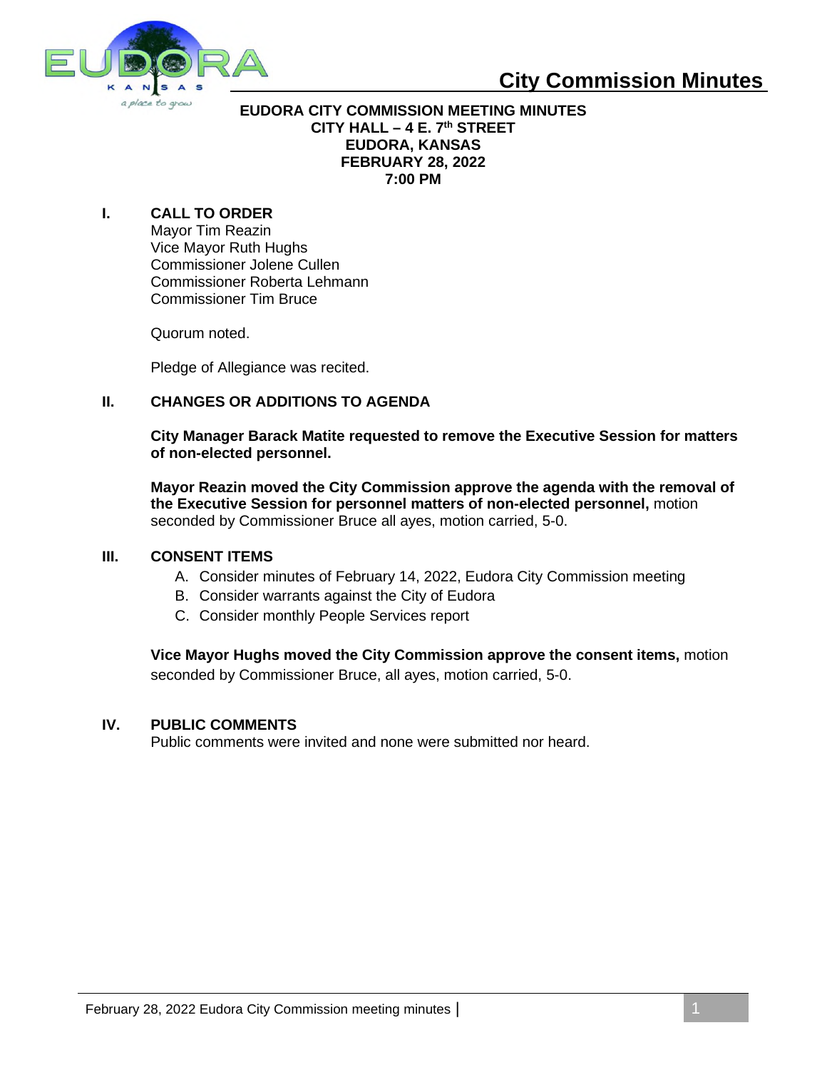# City Commission Minutes

**EUDORA CITY COMMISSION MEETING MINUTES**
**CITY HALL – 4 E. 7th STREET**
**EUDORA, KANSAS**
**FEBRUARY 28, 2022**
**7:00 PM**

## I. CALL TO ORDER

Mayor Tim Reazin
Vice Mayor Ruth Hughs
Commissioner Jolene Cullen
Commissioner Roberta Lehmann
Commissioner Tim Bruce

Quorum noted.

Pledge of Allegiance was recited.

## II. CHANGES OR ADDITIONS TO AGENDA

**City Manager Barack Matite requested to remove the Executive Session for matters of non-elected personnel.**

**Mayor Reazin moved the City Commission approve the agenda with the removal of the Executive Session for personnel matters of non-elected personnel,** motion seconded by Commissioner Bruce all ayes, motion carried, 5-0.

## III. CONSENT ITEMS

A. Consider minutes of February 14, 2022, Eudora City Commission meeting
B. Consider warrants against the City of Eudora
C. Consider monthly People Services report

**Vice Mayor Hughs moved the City Commission approve the consent items,** motion seconded by Commissioner Bruce, all ayes, motion carried, 5-0.

## IV. PUBLIC COMMENTS

Public comments were invited and none were submitted nor heard.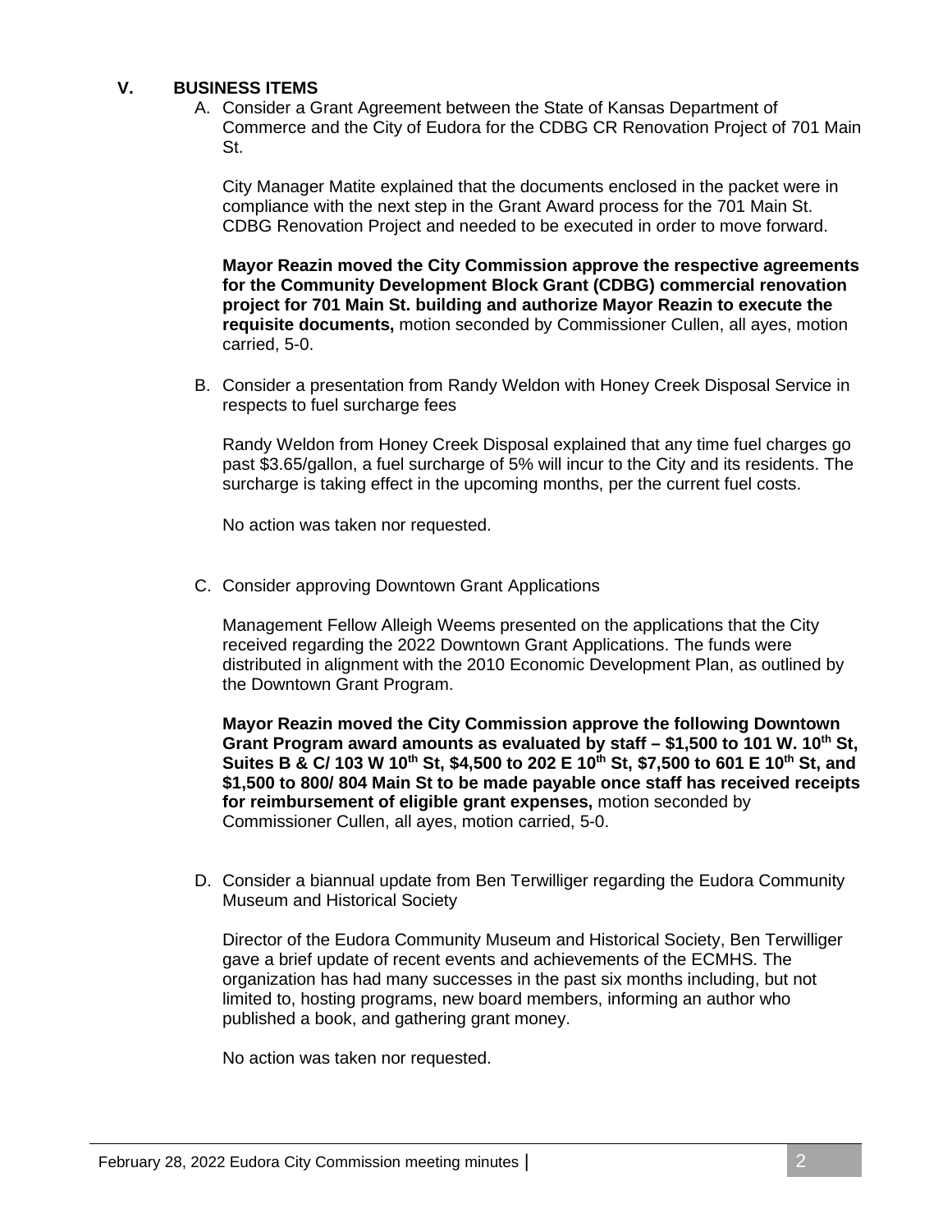## V. BUSINESS ITEMS

A. Consider a Grant Agreement between the State of Kansas Department of Commerce and the City of Eudora for the CDBG CR Renovation Project of 701 Main St.

City Manager Matite explained that the documents enclosed in the packet were in compliance with the next step in the Grant Award process for the 701 Main St. CDBG Renovation Project and needed to be executed in order to move forward.

**Mayor Reazin moved the City Commission approve the respective agreements for the Community Development Block Grant (CDBG) commercial renovation project for 701 Main St. building and authorize Mayor Reazin to execute the requisite documents,** motion seconded by Commissioner Cullen, all ayes, motion carried, 5-0.

B. Consider a presentation from Randy Weldon with Honey Creek Disposal Service in respects to fuel surcharge fees

Randy Weldon from Honey Creek Disposal explained that any time fuel charges go past $3.65/gallon, a fuel surcharge of 5% will incur to the City and its residents. The surcharge is taking effect in the upcoming months, per the current fuel costs.

No action was taken nor requested.

C. Consider approving Downtown Grant Applications

Management Fellow Alleigh Weems presented on the applications that the City received regarding the 2022 Downtown Grant Applications. The funds were distributed in alignment with the 2010 Economic Development Plan, as outlined by the Downtown Grant Program.

**Mayor Reazin moved the City Commission approve the following Downtown Grant Program award amounts as evaluated by staff – $1,500 to 101 W. 10th St, Suites B & C/ 103 W 10th St, $4,500 to 202 E 10th St, $7,500 to 601 E 10th St, and $1,500 to 800/ 804 Main St to be made payable once staff has received receipts for reimbursement of eligible grant expenses,** motion seconded by Commissioner Cullen, all ayes, motion carried, 5-0.

D. Consider a biannual update from Ben Terwilliger regarding the Eudora Community Museum and Historical Society

Director of the Eudora Community Museum and Historical Society, Ben Terwilliger gave a brief update of recent events and achievements of the ECMHS. The organization has had many successes in the past six months including, but not limited to, hosting programs, new board members, informing an author who published a book, and gathering grant money.

No action was taken nor requested.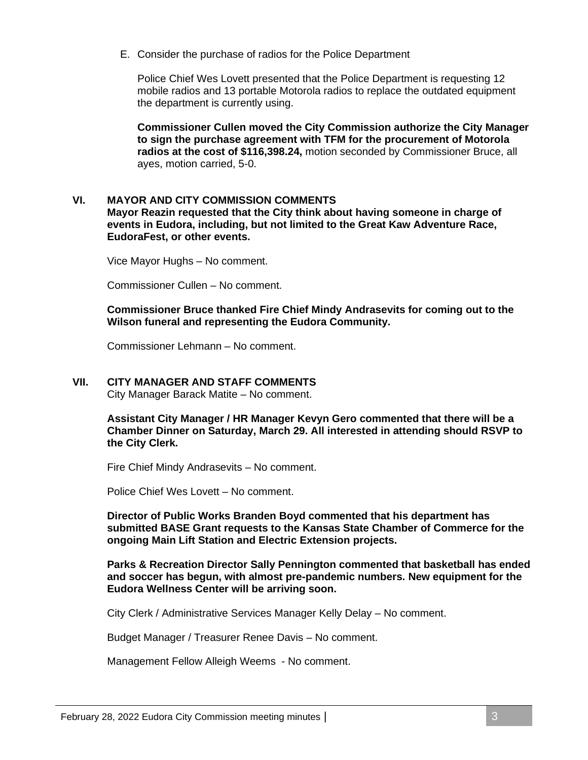E. Consider the purchase of radios for the Police Department

Police Chief Wes Lovett presented that the Police Department is requesting 12 mobile radios and 13 portable Motorola radios to replace the outdated equipment the department is currently using.

**Commissioner Cullen moved the City Commission authorize the City Manager to sign the purchase agreement with TFM for the procurement of Motorola radios at the cost of $116,398.24,** motion seconded by Commissioner Bruce, all ayes, motion carried, 5-0.

## VI. MAYOR AND CITY COMMISSION COMMENTS

**Mayor Reazin requested that the City think about having someone in charge of events in Eudora, including, but not limited to the Great Kaw Adventure Race, EudoraFest, or other events.**

Vice Mayor Hughs – No comment.

Commissioner Cullen – No comment.

**Commissioner Bruce thanked Fire Chief Mindy Andrasevits for coming out to the Wilson funeral and representing the Eudora Community.**

Commissioner Lehmann – No comment.

## VII. CITY MANAGER AND STAFF COMMENTS

City Manager Barack Matite – No comment.

**Assistant City Manager / HR Manager Kevyn Gero commented that there will be a Chamber Dinner on Saturday, March 29. All interested in attending should RSVP to the City Clerk.**

Fire Chief Mindy Andrasevits – No comment.

Police Chief Wes Lovett – No comment.

**Director of Public Works Branden Boyd commented that his department has submitted BASE Grant requests to the Kansas State Chamber of Commerce for the ongoing Main Lift Station and Electric Extension projects.**

**Parks & Recreation Director Sally Pennington commented that basketball has ended and soccer has begun, with almost pre-pandemic numbers. New equipment for the Eudora Wellness Center will be arriving soon.**

City Clerk / Administrative Services Manager Kelly Delay – No comment.

Budget Manager / Treasurer Renee Davis – No comment.

Management Fellow Alleigh Weems - No comment.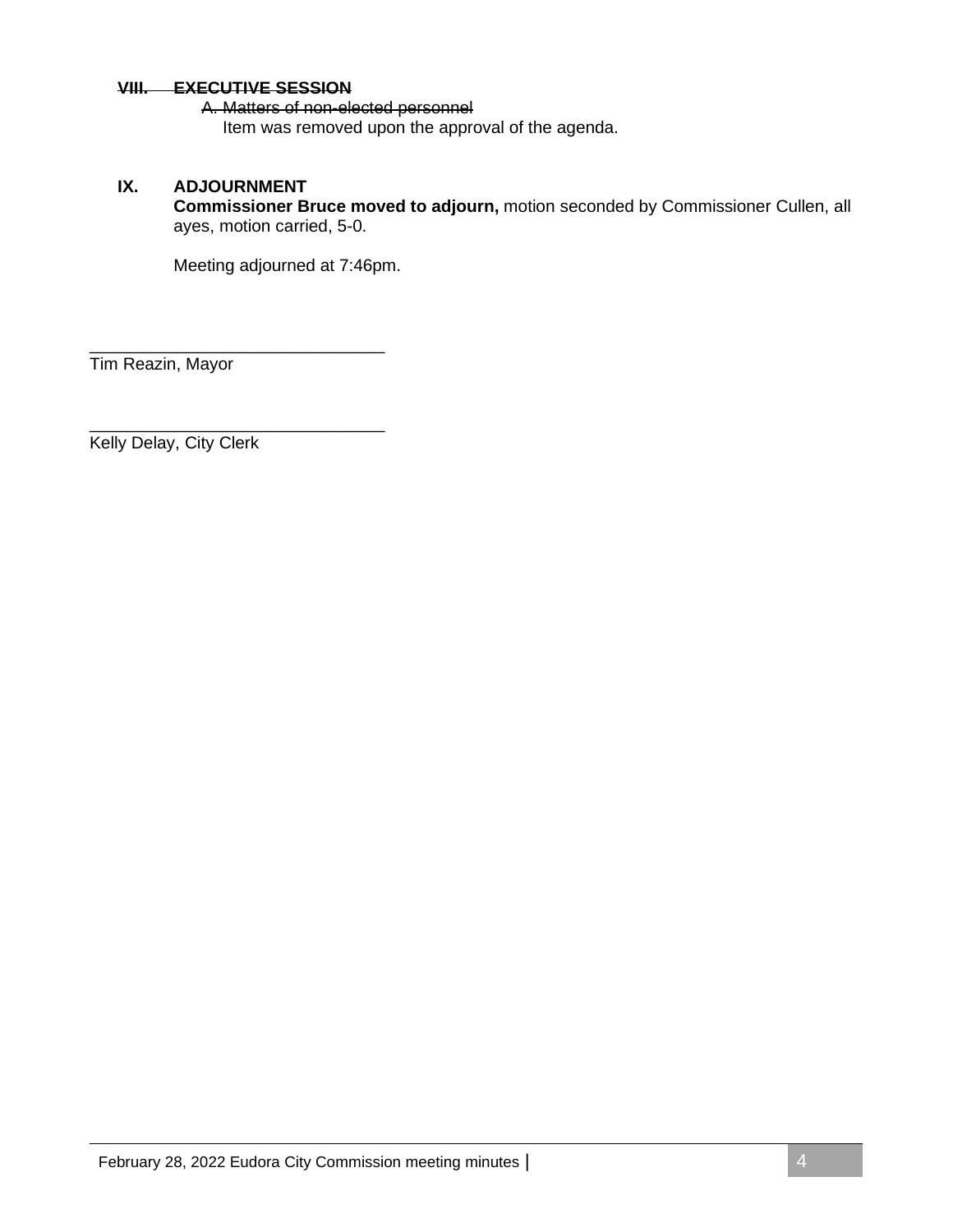## ~~VIII. EXECUTIVE SESSION~~

~~A. Matters of non-elected personnel~~

Item was removed upon the approval of the agenda.

## IX. ADJOURNMENT

**Commissioner Bruce moved to adjourn,** motion seconded by Commissioner Cullen, all ayes, motion carried, 5-0.

Meeting adjourned at 7:46pm.

_______________________________
Tim Reazin, Mayor

_______________________________
Kelly Delay, City Clerk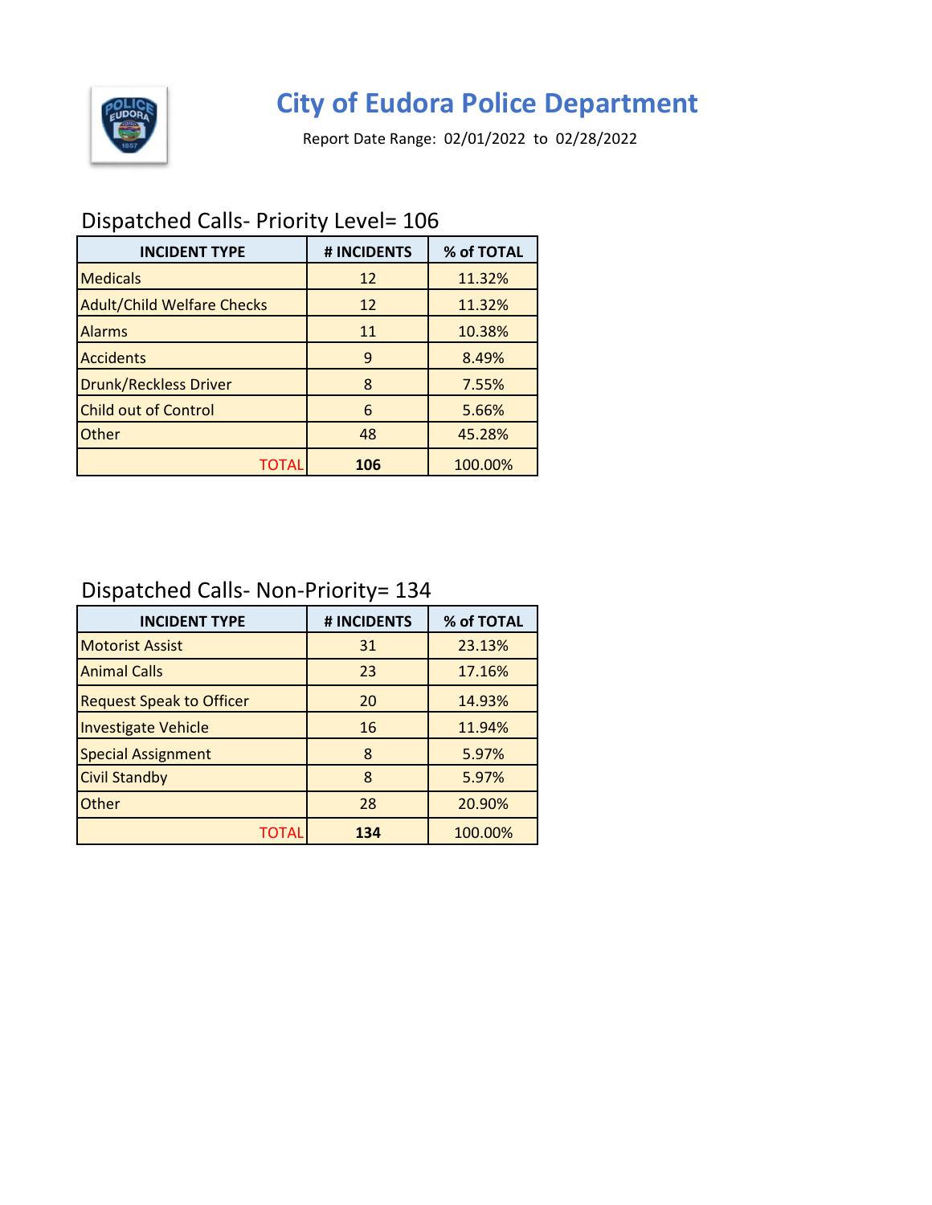# City of Eudora Police Department

Report Date Range: 02/01/2022 to 02/28/2022

## Dispatched Calls- Priority Level= 106

| INCIDENT TYPE | # INCIDENTS | % of TOTAL |
|---|---|---|
| Medicals | 12 | 11.32% |
| Adult/Child Welfare Checks | 12 | 11.32% |
| Alarms | 11 | 10.38% |
| Accidents | 9 | 8.49% |
| Drunk/Reckless Driver | 8 | 7.55% |
| Child out of Control | 6 | 5.66% |
| Other | 48 | 45.28% |
| TOTAL | **106** | 100.00% |

## Dispatched Calls- Non-Priority= 134

| INCIDENT TYPE | # INCIDENTS | % of TOTAL |
|---|---|---|
| Motorist Assist | 31 | 23.13% |
| Animal Calls | 23 | 17.16% |
| Request Speak to Officer | 20 | 14.93% |
| Investigate Vehicle | 16 | 11.94% |
| Special Assignment | 8 | 5.97% |
| Civil Standby | 8 | 5.97% |
| Other | 28 | 20.90% |
| TOTAL | **134** | 100.00% |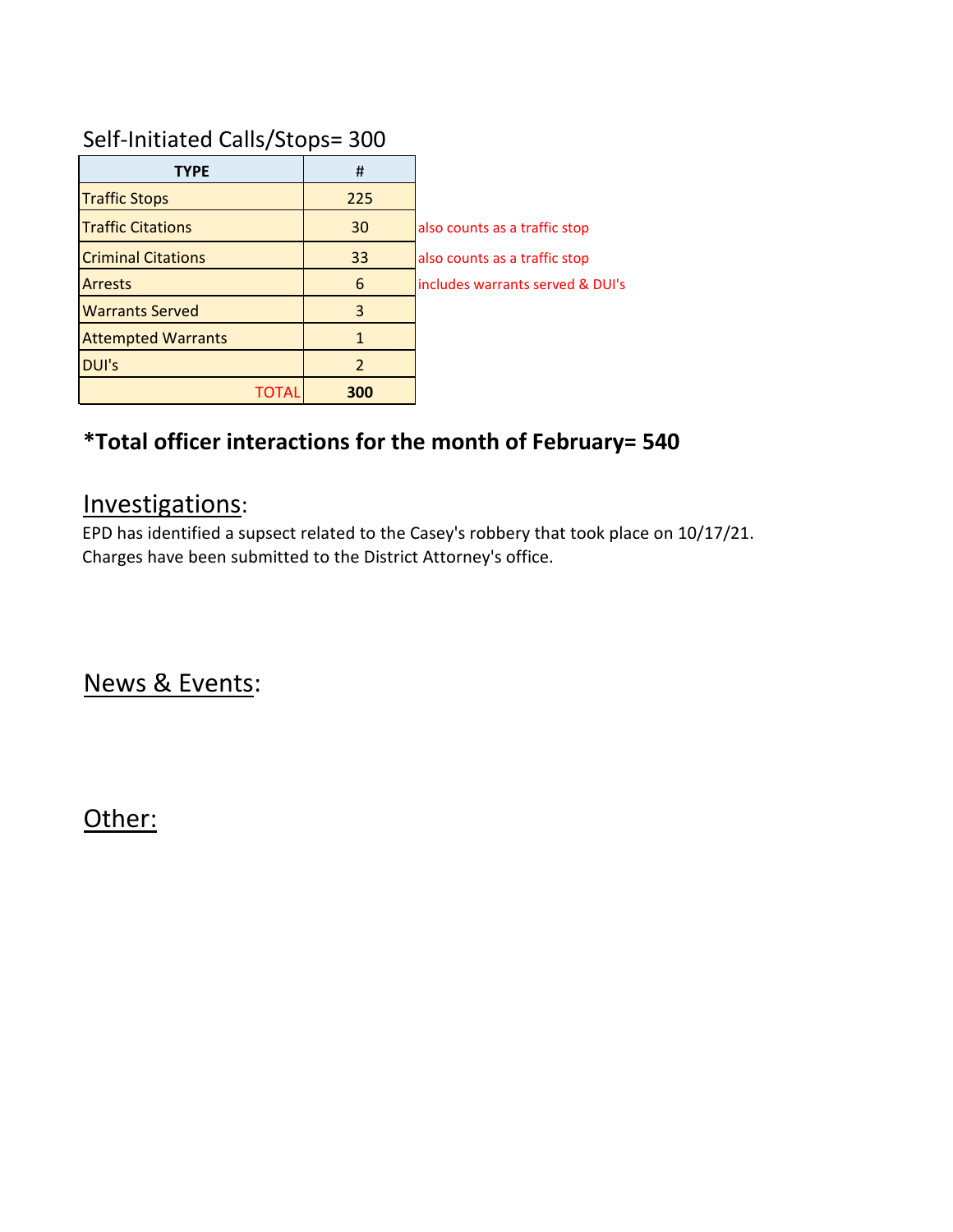## Self-Initiated Calls/Stops= 300

| TYPE | # | |
|---|---|---|
| Traffic Stops | 225 | |
| Traffic Citations | 30 | also counts as a traffic stop |
| Criminal Citations | 33 | also counts as a traffic stop |
| Arrests | 6 | includes warrants served & DUI's |
| Warrants Served | 3 | |
| Attempted Warrants | 1 | |
| DUI's | 2 | |
| TOTAL | **300** | |

**\*Total officer interactions for the month of February= 540**

## Investigations:

EPD has identified a supsect related to the Casey's robbery that took place on 10/17/21.
Charges have been submitted to the District Attorney's office.

## News & Events:

## Other: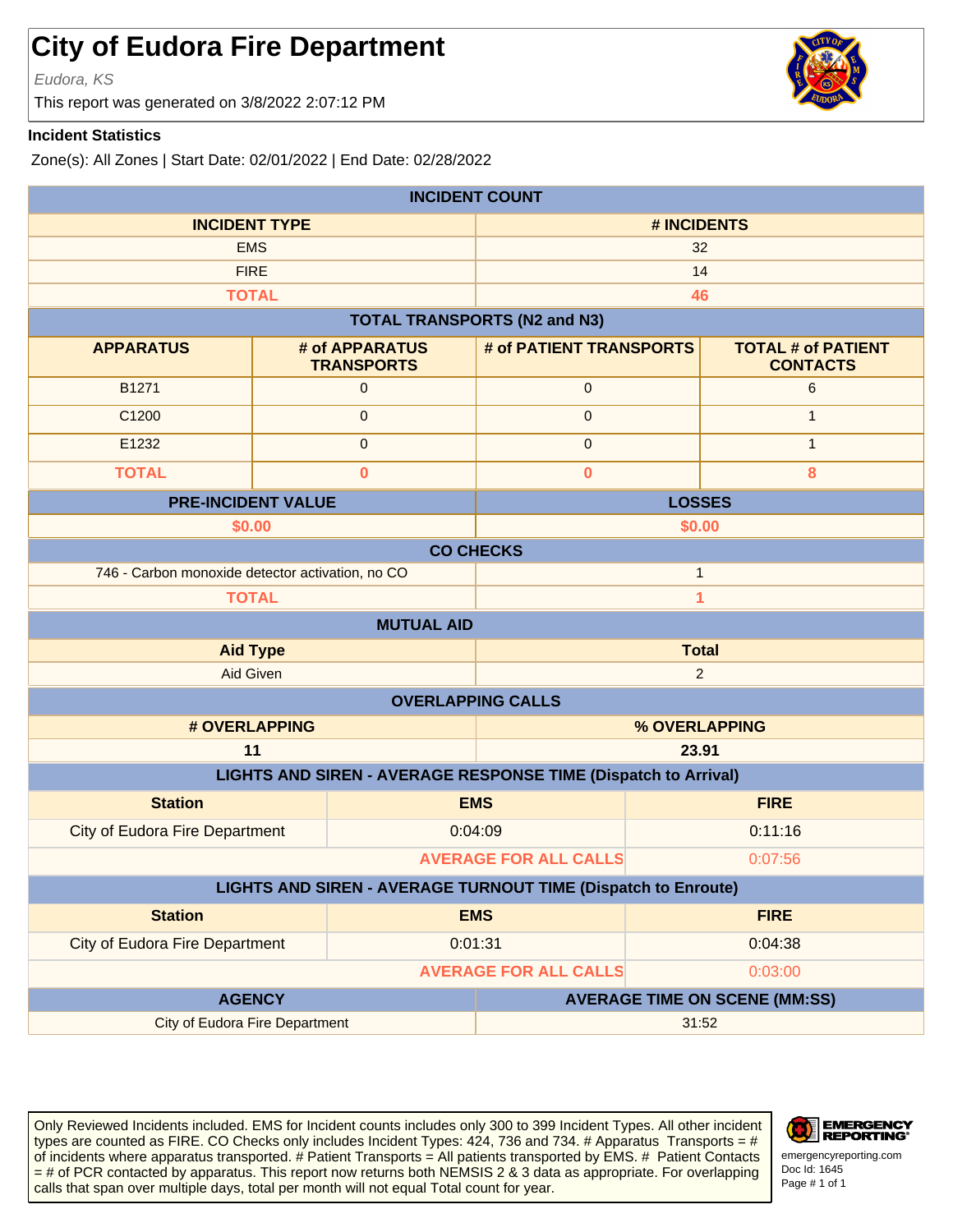# City of Eudora Fire Department

*Eudora, KS*

This report was generated on 3/8/2022 2:07:12 PM

**Incident Statistics**

Zone(s): All Zones | Start Date: 02/01/2022 | End Date: 02/28/2022

| INCIDENT COUNT | |
|---|---|
| **INCIDENT TYPE** | **# INCIDENTS** |
| EMS | 32 |
| FIRE | 14 |
| **TOTAL** | **46** |

| TOTAL TRANSPORTS (N2 and N3) | | | |
|---|---|---|---|
| **APPARATUS** | **# of APPARATUS TRANSPORTS** | **# of PATIENT TRANSPORTS** | **TOTAL # of PATIENT CONTACTS** |
| B1271 | 0 | 0 | 6 |
| C1200 | 0 | 0 | 1 |
| E1232 | 0 | 0 | 1 |
| **TOTAL** | **0** | **0** | **8** |

| PRE-INCIDENT VALUE | LOSSES |
|---|---|
| **$0.00** | **$0.00** |

| CO CHECKS | |
|---|---|
| 746 - Carbon monoxide detector activation, no CO | 1 |
| **TOTAL** | **1** |

| MUTUAL AID | |
|---|---|
| **Aid Type** | **Total** |
| Aid Given | 2 |

| OVERLAPPING CALLS | |
|---|---|
| **# OVERLAPPING** | **% OVERLAPPING** |
| **11** | **23.91** |

| LIGHTS AND SIREN - AVERAGE RESPONSE TIME (Dispatch to Arrival) | | |
|---|---|---|
| **Station** | **EMS** | **FIRE** |
| City of Eudora Fire Department | 0:04:09 | 0:11:16 |
| | AVERAGE FOR ALL CALLS | 0:07:56 |

| LIGHTS AND SIREN - AVERAGE TURNOUT TIME (Dispatch to Enroute) | | |
|---|---|---|
| **Station** | **EMS** | **FIRE** |
| City of Eudora Fire Department | 0:01:31 | 0:04:38 |
| | AVERAGE FOR ALL CALLS | 0:03:00 |

| AGENCY | AVERAGE TIME ON SCENE (MM:SS) |
|---|---|
| City of Eudora Fire Department | 31:52 |

Only Reviewed Incidents included. EMS for Incident counts includes only 300 to 399 Incident Types. All other incident types are counted as FIRE. CO Checks only includes Incident Types: 424, 736 and 734. # Apparatus Transports = # of incidents where apparatus transported. # Patient Transports = All patients transported by EMS. # Patient Contacts = # of PCR contacted by apparatus. This report now returns both NEMSIS 2 & 3 data as appropriate. For overlapping calls that span over multiple days, total per month will not equal Total count for year.

emergencyreporting.com
Doc Id: 1645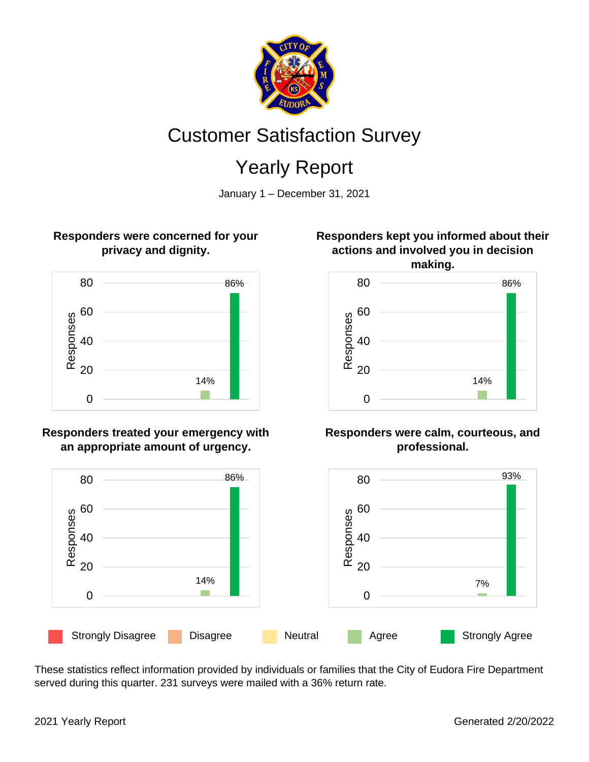# Customer Satisfaction Survey

## Yearly Report

January 1 – December 31, 2021

**Responders were concerned for your privacy and dignity.**

Responses: 0, 20, 40, 60, 80

14% (Agree), 86% (Strongly Agree)

**Responders kept you informed about their actions and involved you in decision making.**

Responses: 0, 20, 40, 60, 80

14% (Agree), 86% (Strongly Agree)

**Responders treated your emergency with an appropriate amount of urgency.**

Responses: 0, 20, 40, 60, 80

14% (Agree), 86% (Strongly Agree)

**Responders were calm, courteous, and professional.**

Responses: 0, 20, 40, 60, 80

7% (Agree), 93% (Strongly Agree)

Strongly Disagree | Disagree | Neutral | Agree | Strongly Agree

These statistics reflect information provided by individuals or families that the City of Eudora Fire Department served during this quarter. 231 surveys were mailed with a 36% return rate.

2021 Yearly Report — Generated 2/20/2022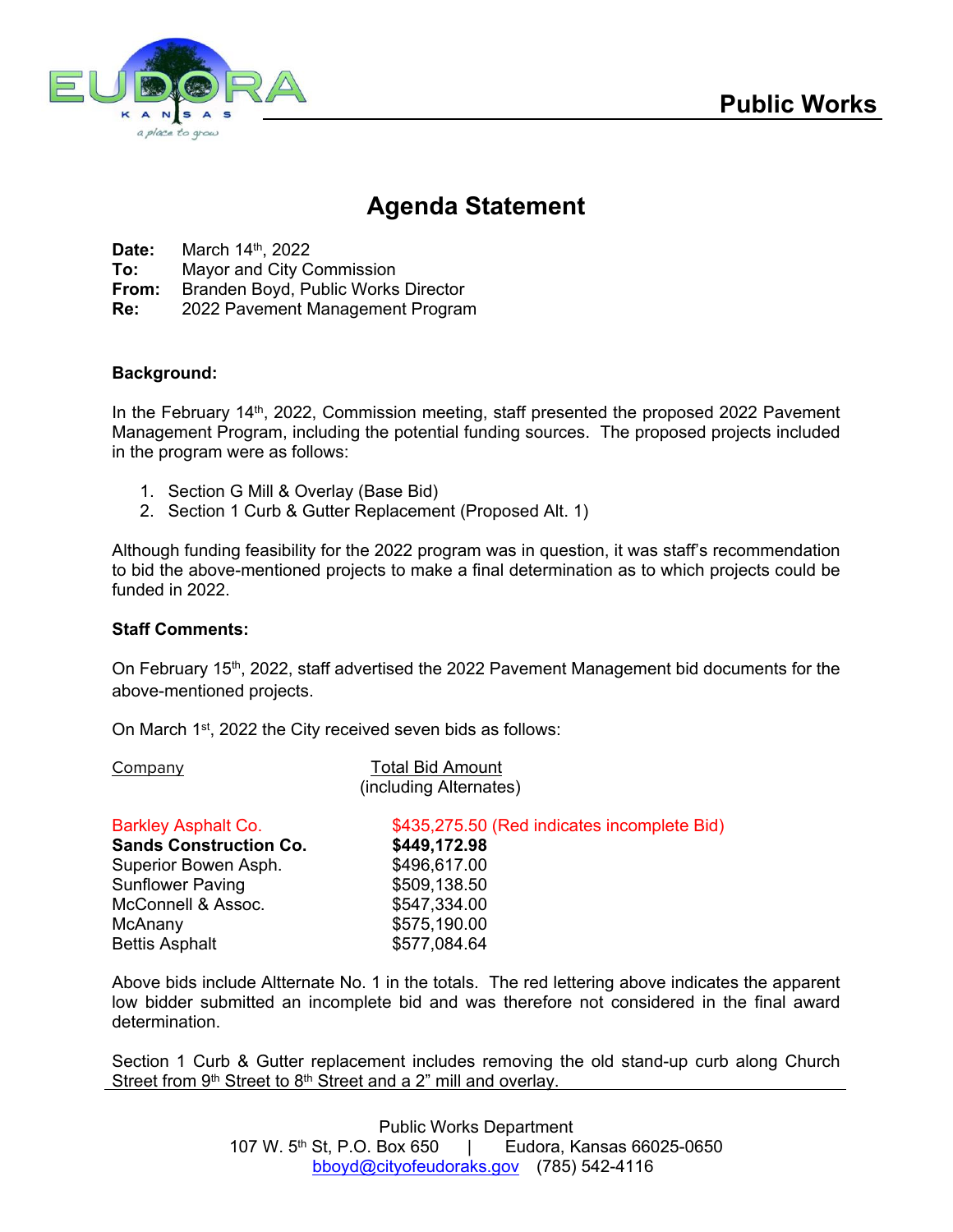Public Works

# Agenda Statement

**Date:** March 14th, 2022
**To:** Mayor and City Commission
**From:** Branden Boyd, Public Works Director
**Re:** 2022 Pavement Management Program

**Background:**

In the February 14th, 2022, Commission meeting, staff presented the proposed 2022 Pavement Management Program, including the potential funding sources. The proposed projects included in the program were as follows:

1. Section G Mill & Overlay (Base Bid)
2. Section 1 Curb & Gutter Replacement (Proposed Alt. 1)

Although funding feasibility for the 2022 program was in question, it was staff's recommendation to bid the above-mentioned projects to make a final determination as to which projects could be funded in 2022.

**Staff Comments:**

On February 15th, 2022, staff advertised the 2022 Pavement Management bid documents for the above-mentioned projects.

On March 1st, 2022 the City received seven bids as follows:

| Company | Total Bid Amount (including Alternates) |
|---|---|
| Barkley Asphalt Co. | $435,275.50 (Red indicates incomplete Bid) |
| **Sands Construction Co.** | **$449,172.98** |
| Superior Bowen Asph. | $496,617.00 |
| Sunflower Paving | $509,138.50 |
| McConnell & Assoc. | $547,334.00 |
| McAnany | $575,190.00 |
| Bettis Asphalt | $577,084.64 |

Above bids include Altternate No. 1 in the totals. The red lettering above indicates the apparent low bidder submitted an incomplete bid and was therefore not considered in the final award determination.

Section 1 Curb & Gutter replacement includes removing the old stand-up curb along Church Street from 9th Street to 8th Street and a 2" mill and overlay.

Public Works Department
107 W. 5th St, P.O. Box 650 | Eudora, Kansas 66025-0650
bboyd@cityofeudoraks.gov (785) 542-4116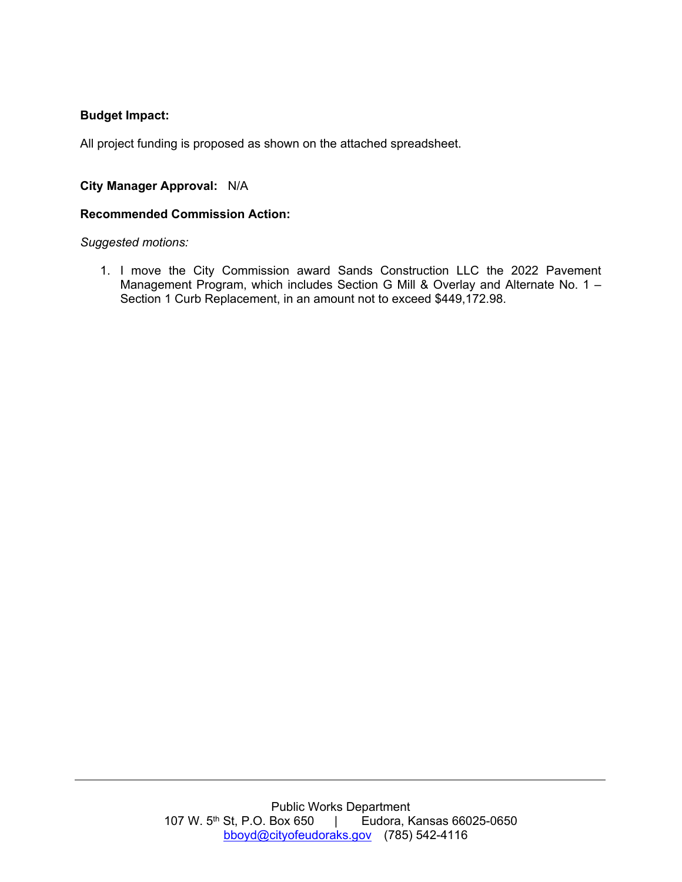**Budget Impact:**

All project funding is proposed as shown on the attached spreadsheet.

**City Manager Approval:** N/A

**Recommended Commission Action:**

*Suggested motions:*

1. I move the City Commission award Sands Construction LLC the 2022 Pavement Management Program, which includes Section G Mill & Overlay and Alternate No. 1 – Section 1 Curb Replacement, in an amount not to exceed $449,172.98.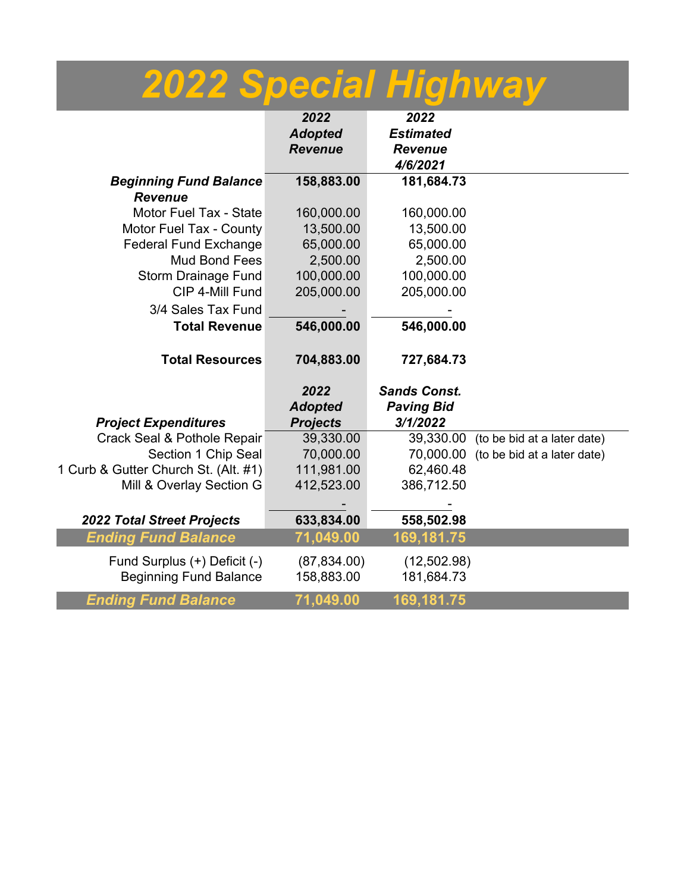# 2022 Special Highway

| | 2022 Adopted Revenue | 2022 Estimated Revenue 4/6/2021 | |
|---|---|---|---|
| ***Beginning Fund Balance*** | **158,883.00** | **181,684.73** | |
| ***Revenue*** | | | |
| Motor Fuel Tax - State | 160,000.00 | 160,000.00 | |
| Motor Fuel Tax - County | 13,500.00 | 13,500.00 | |
| Federal Fund Exchange | 65,000.00 | 65,000.00 | |
| Mud Bond Fees | 2,500.00 | 2,500.00 | |
| Storm Drainage Fund | 100,000.00 | 100,000.00 | |
| CIP 4-Mill Fund | 205,000.00 | 205,000.00 | |
| 3/4 Sales Tax Fund | - | - | |
| **Total Revenue** | **546,000.00** | **546,000.00** | |
| **Total Resources** | **704,883.00** | **727,684.73** | |
| ***Project Expenditures*** | ***2022 Adopted Projects*** | ***Sands Const. Paving Bid 3/1/2022*** | |
| Crack Seal & Pothole Repair | 39,330.00 | 39,330.00 | (to be bid at a later date) |
| Section 1 Chip Seal | 70,000.00 | 70,000.00 | (to be bid at a later date) |
| 1 Curb & Gutter Church St. (Alt. #1) | 111,981.00 | 62,460.48 | |
| Mill & Overlay Section G | 412,523.00 | 386,712.50 | |
| | - | - | |
| ***2022 Total Street Projects*** | **633,834.00** | **558,502.98** | |
| ***Ending Fund Balance*** | **71,049.00** | **169,181.75** | |
| Fund Surplus (+) Deficit (-) | (87,834.00) | (12,502.98) | |
| Beginning Fund Balance | 158,883.00 | 181,684.73 | |
| ***Ending Fund Balance*** | **71,049.00** | **169,181.75** | |